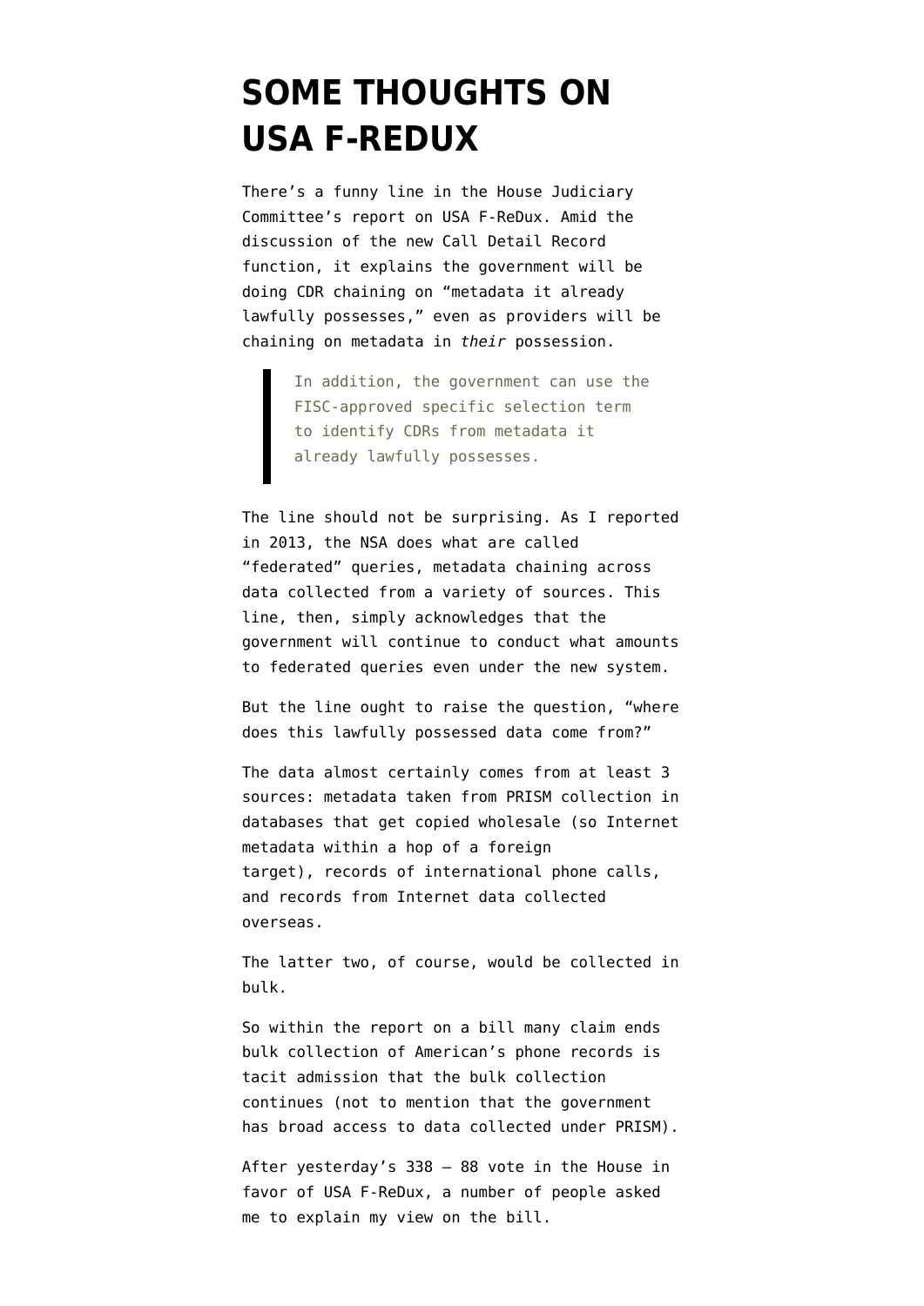# SOME THOUGHTS ON USA F-REDUX

There's a funny line in the House Judiciary Committee's report on USA F-ReDux. Amid the discussion of the new Call Detail Record function, it explains the government will be doing CDR chaining on "metadata it already lawfully possesses," even as providers will be chaining on metadata in *their* possession.

> In addition, the government can use the FISC-approved specific selection term to identify CDRs from metadata it already lawfully possesses.

The line should not be surprising. As I reported in 2013, the NSA does what are called "federated" queries, metadata chaining across data collected from a variety of sources. This line, then, simply acknowledges that the government will continue to conduct what amounts to federated queries even under the new system.

But the line ought to raise the question, "where does this lawfully possessed data come from?"

The data almost certainly comes from at least 3 sources: metadata taken from PRISM collection in databases that get copied wholesale (so Internet metadata within a hop of a foreign target), records of international phone calls, and records from Internet data collected overseas.

The latter two, of course, would be collected in bulk.

So within the report on a bill many claim ends bulk collection of American's phone records is tacit admission that the bulk collection continues (not to mention that the government has broad access to data collected under PRISM).

After yesterday's 338 – 88 vote in the House in favor of USA F-ReDux, a number of people asked me to explain my view on the bill.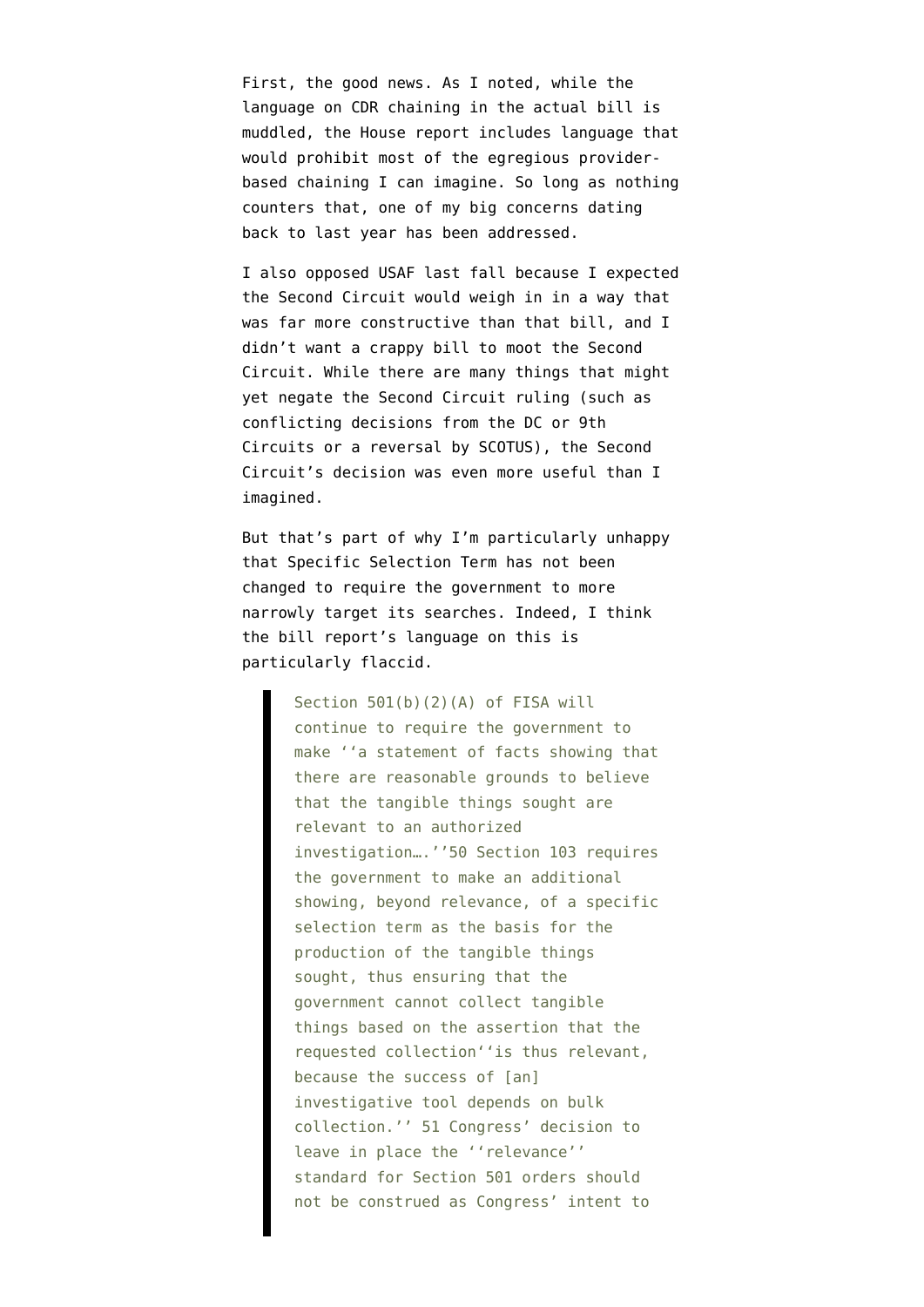First, the good news. As I noted, while the language on CDR chaining in the actual bill is muddled, the House report includes language that would prohibit most of the egregious provider-based chaining I can imagine. So long as nothing counters that, one of my big concerns dating back to last year has been addressed.

I also opposed USAF last fall because I expected the Second Circuit would weigh in in a way that was far more constructive than that bill, and I didn't want a crappy bill to moot the Second Circuit. While there are many things that might yet negate the Second Circuit ruling (such as conflicting decisions from the DC or 9th Circuits or a reversal by SCOTUS), the Second Circuit's decision was even more useful than I imagined.

But that's part of why I'm particularly unhappy that Specific Selection Term has not been changed to require the government to more narrowly target its searches. Indeed, I think the bill report's language on this is particularly flaccid.

> Section 501(b)(2)(A) of FISA will continue to require the government to make ''a statement of facts showing that there are reasonable grounds to believe that the tangible things sought are relevant to an authorized investigation….''50 Section 103 requires the government to make an additional showing, beyond relevance, of a specific selection term as the basis for the production of the tangible things sought, thus ensuring that the government cannot collect tangible things based on the assertion that the requested collection''is thus relevant, because the success of [an] investigative tool depends on bulk collection.'' 51 Congress' decision to leave in place the ''relevance'' standard for Section 501 orders should not be construed as Congress' intent to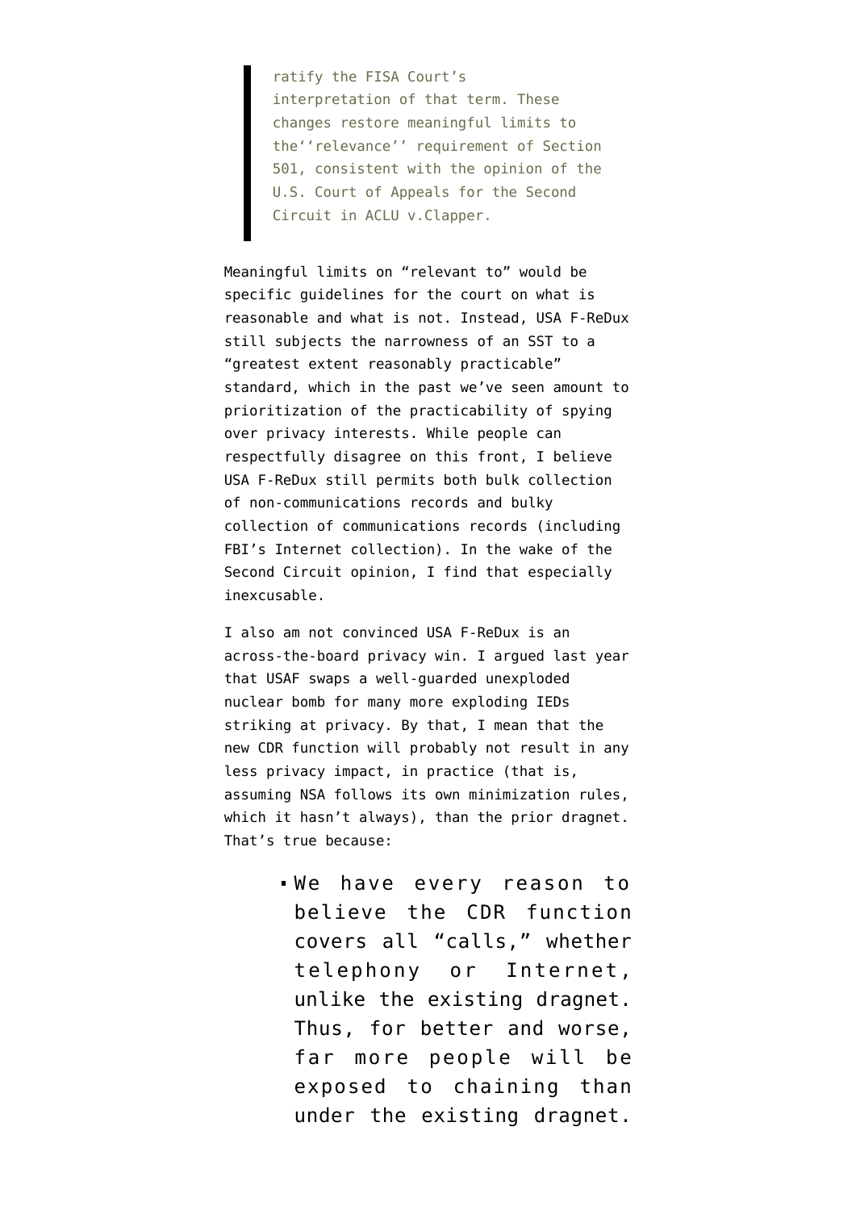> ratify the FISA Court's interpretation of that term. These changes restore meaningful limits to the''relevance'' requirement of Section 501, consistent with the opinion of the U.S. Court of Appeals for the Second Circuit in ACLU v.Clapper.

Meaningful limits on "relevant to" would be specific guidelines for the court on what is reasonable and what is not. Instead, USA F-ReDux still subjects the narrowness of an SST to a "greatest extent reasonably practicable" standard, which in the past we've seen amount to prioritization of the practicability of spying over privacy interests. While people can respectfully disagree on this front, I believe USA F-ReDux still permits both bulk collection of non-communications records and bulky collection of communications records (including FBI's Internet collection). In the wake of the Second Circuit opinion, I find that especially inexcusable.

I also am not convinced USA F-ReDux is an across-the-board privacy win. I argued last year that USAF swaps a well-guarded unexploded nuclear bomb for many more exploding IEDs striking at privacy. By that, I mean that the new CDR function will probably not result in any less privacy impact, in practice (that is, assuming NSA follows its own minimization rules, which it hasn't always), than the prior dragnet. That's true because:

- We have every reason to believe the CDR function covers all "calls," whether telephony or Internet, unlike the existing dragnet. Thus, for better and worse, far more people will be exposed to chaining than under the existing dragnet.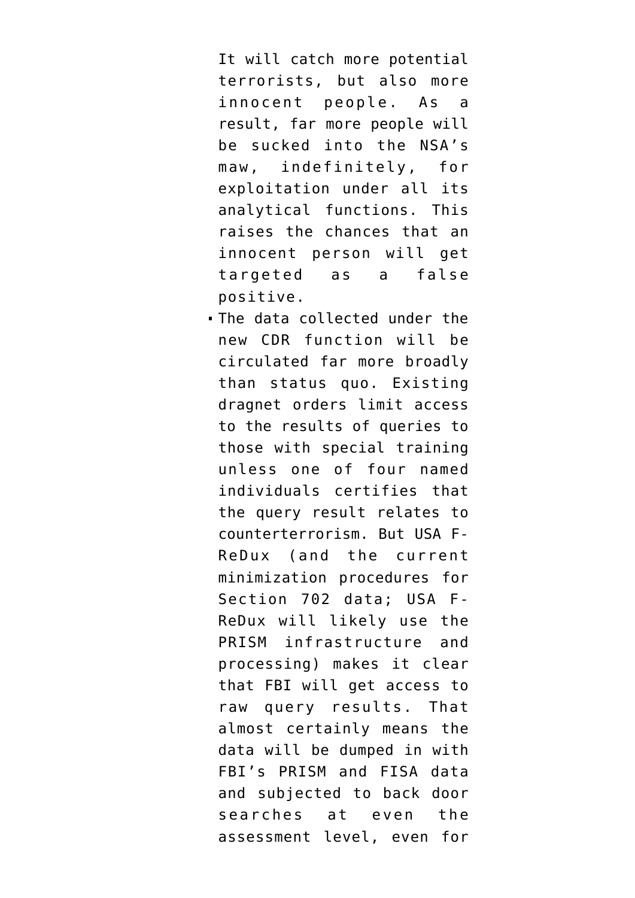It will catch more potential terrorists, but also more innocent people. As a result, far more people will be sucked into the NSA's maw, indefinitely, for exploitation under all its analytical functions. This raises the chances that an innocent person will get targeted as a false positive.

- The data collected under the new CDR function will be circulated far more broadly than status quo. Existing dragnet orders limit access to the results of queries to those with special training unless one of four named individuals certifies that the query result relates to counterterrorism. But USA F-ReDux (and the current minimization procedures for Section 702 data; USA F-ReDux will likely use the PRISM infrastructure and processing) makes it clear that FBI will get access to raw query results. That almost certainly means the data will be dumped in with FBI's PRISM and FISA data and subjected to back door searches at even the assessment level, even for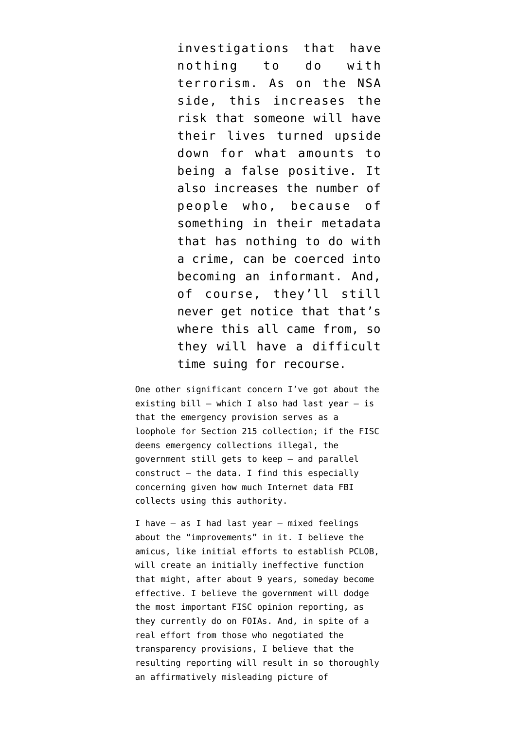> investigations that have nothing to do with terrorism. As on the NSA side, this increases the risk that someone will have their lives turned upside down for what amounts to being a false positive. It also increases the number of people who, because of something in their metadata that has nothing to do with a crime, can be coerced into becoming an informant. And, of course, they'll still never get notice that that's where this all came from, so they will have a difficult time suing for recourse.

One other significant concern I've got about the existing bill — which I also had last year — is that the emergency provision serves as a loophole for Section 215 collection; if the FISC deems emergency collections illegal, the government still gets to keep — and parallel construct — the data. I find this especially concerning given how much Internet data FBI collects using this authority.

I have — as I had last year — mixed feelings about the "improvements" in it. I believe the amicus, like initial efforts to establish PCLOB, will create an initially ineffective function that might, after about 9 years, someday become effective. I believe the government will dodge the most important FISC opinion reporting, as they currently do on FOIAs. And, in spite of a real effort from those who negotiated the transparency provisions, I believe that the resulting reporting will result in so thoroughly an affirmatively misleading picture of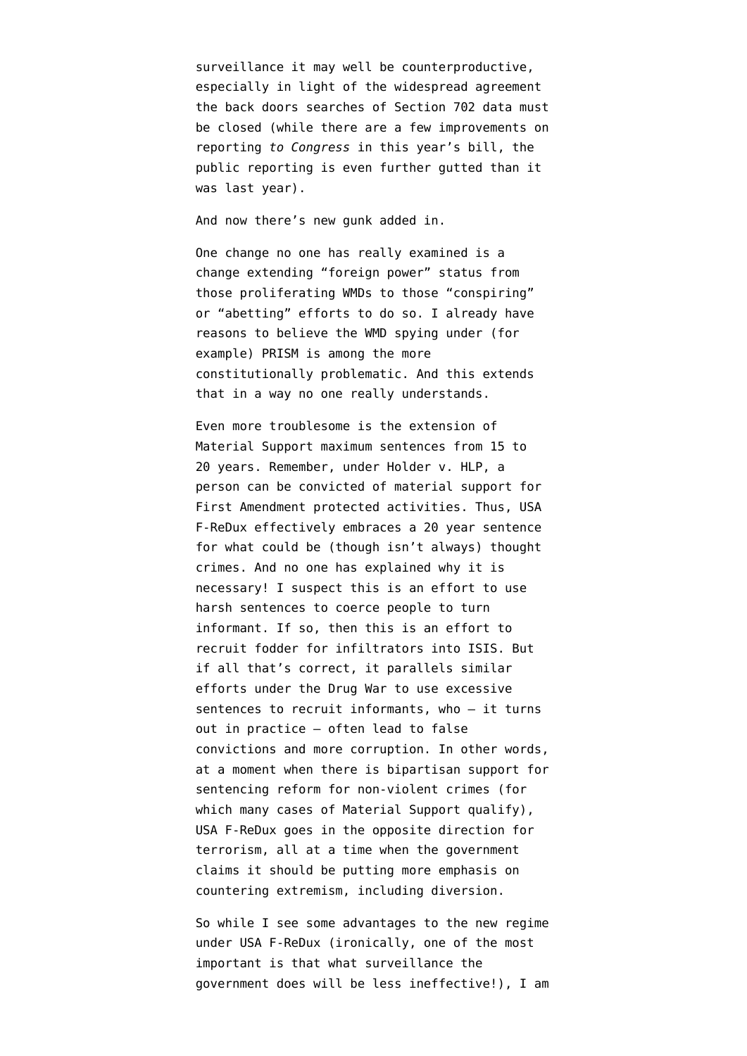surveillance it may well be counterproductive, especially in light of the widespread agreement the back doors searches of Section 702 data must be closed (while there are a few improvements on reporting *to Congress* in this year's bill, the public reporting is even further gutted than it was last year).

And now there's new gunk added in.

One change no one has really examined is a change extending "foreign power" status from those proliferating WMDs to those "conspiring" or "abetting" efforts to do so. I already have reasons to believe the WMD spying under (for example) PRISM is among the more constitutionally problematic. And this extends that in a way no one really understands.

Even more troublesome is the extension of Material Support maximum sentences from 15 to 20 years. Remember, under Holder v. HLP, a person can be convicted of material support for First Amendment protected activities. Thus, USA F-ReDux effectively embraces a 20 year sentence for what could be (though isn't always) thought crimes. And no one has explained why it is necessary! I suspect this is an effort to use harsh sentences to coerce people to turn informant. If so, then this is an effort to recruit fodder for infiltrators into ISIS. But if all that's correct, it parallels similar efforts under the Drug War to use excessive sentences to recruit informants, who – it turns out in practice – often lead to false convictions and more corruption. In other words, at a moment when there is bipartisan support for sentencing reform for non-violent crimes (for which many cases of Material Support qualify), USA F-ReDux goes in the opposite direction for terrorism, all at a time when the government claims it should be putting more emphasis on countering extremism, including diversion.

So while I see some advantages to the new regime under USA F-ReDux (ironically, one of the most important is that what surveillance the government does will be less ineffective!), I am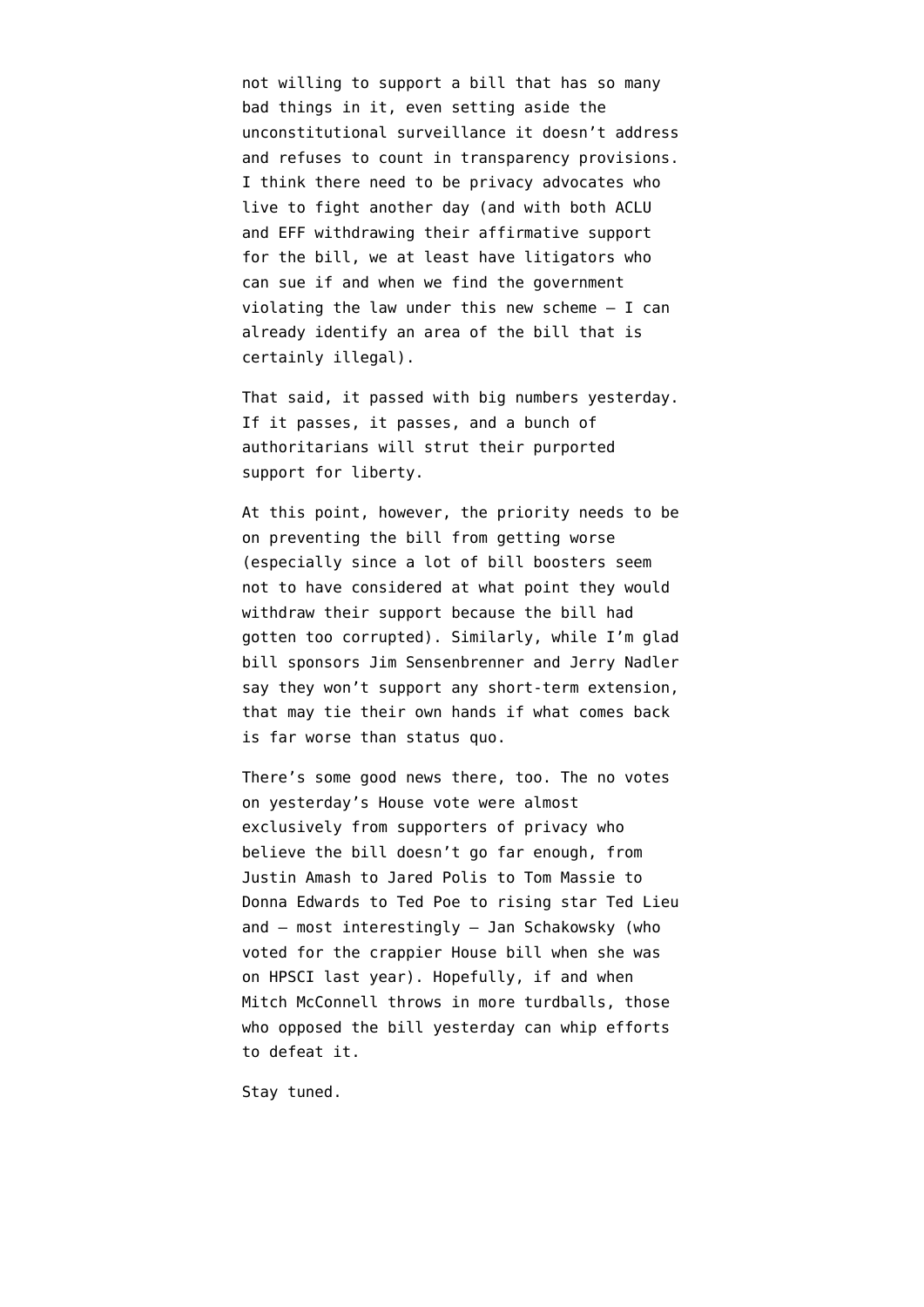not willing to support a bill that has so many bad things in it, even setting aside the unconstitutional surveillance it doesn't address and refuses to count in transparency provisions. I think there need to be privacy advocates who live to fight another day (and with both ACLU and EFF withdrawing their affirmative support for the bill, we at least have litigators who can sue if and when we find the government violating the law under this new scheme — I can already identify an area of the bill that is certainly illegal).

That said, it passed with big numbers yesterday. If it passes, it passes, and a bunch of authoritarians will strut their purported support for liberty.

At this point, however, the priority needs to be on preventing the bill from getting worse (especially since a lot of bill boosters seem not to have considered at what point they would withdraw their support because the bill had gotten too corrupted). Similarly, while I'm glad bill sponsors Jim Sensenbrenner and Jerry Nadler say they won't support any short-term extension, that may tie their own hands if what comes back is far worse than status quo.

There's some good news there, too. The no votes on yesterday's House vote were almost exclusively from supporters of privacy who believe the bill doesn't go far enough, from Justin Amash to Jared Polis to Tom Massie to Donna Edwards to Ted Poe to rising star Ted Lieu and — most interestingly — Jan Schakowsky (who voted for the crappier House bill when she was on HPSCI last year). Hopefully, if and when Mitch McConnell throws in more turdballs, those who opposed the bill yesterday can whip efforts to defeat it.

Stay tuned.